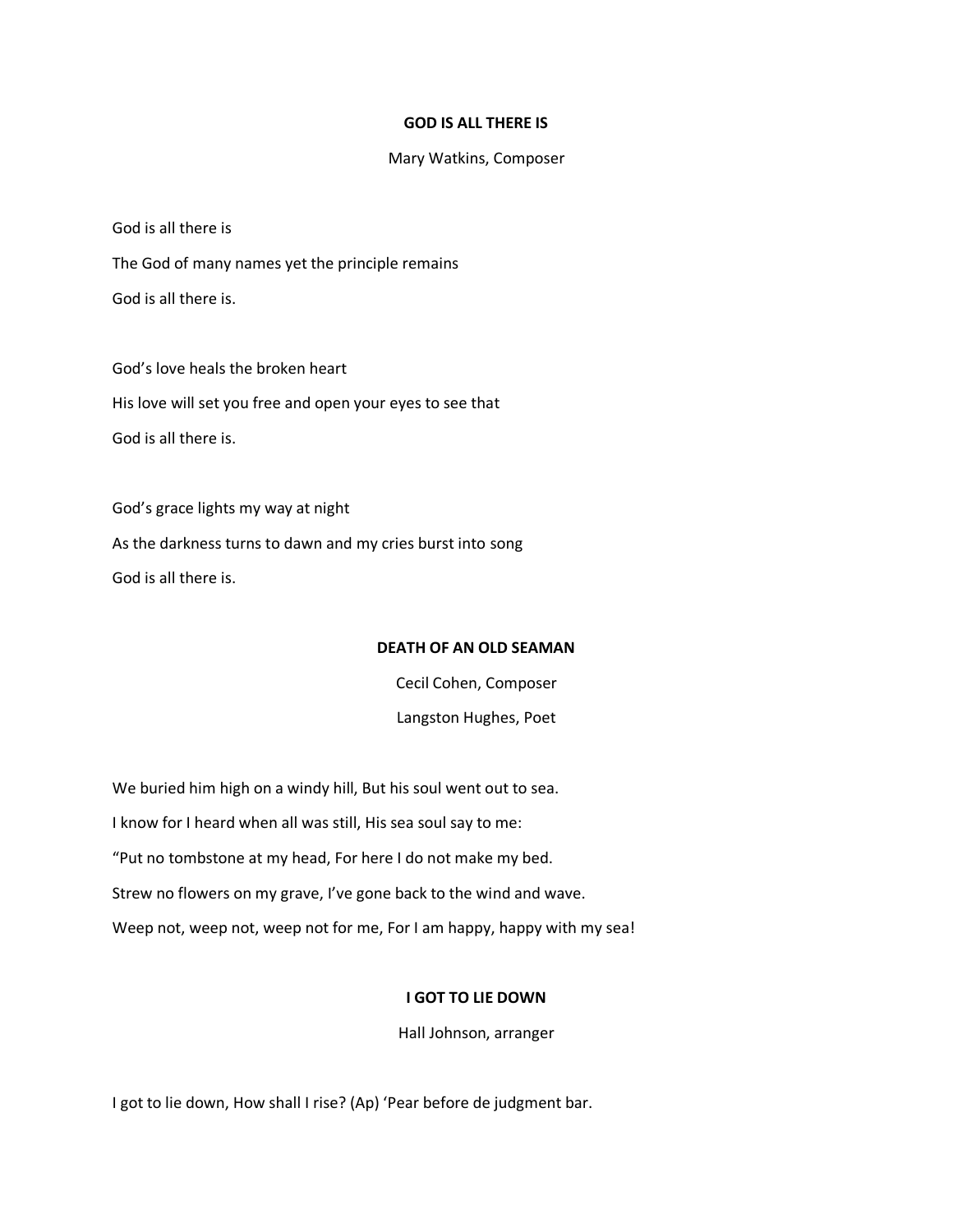## GOD IS ALL THERE IS

Mary Watkins, Composer

God is all there is

The God of many names yet the principle remains

God is all there is.

God's love heals the broken heart

His love will set you free and open your eyes to see that

God is all there is.

God's grace lights my way at night

As the darkness turns to dawn and my cries burst into song

God is all there is.

## DEATH OF AN OLD SEAMAN

Cecil Cohen, Composer

Langston Hughes, Poet

We buried him high on a windy hill, But his soul went out to sea.

I know for I heard when all was still, His sea soul say to me:

"Put no tombstone at my head, For here I do not make my bed.

Strew no flowers on my grave, I've gone back to the wind and wave.

Weep not, weep not, weep not for me, For I am happy, happy with my sea!

## I GOT TO LIE DOWN

Hall Johnson, arranger

I got to lie down, How shall I rise? (Ap) 'Pear before de judgment bar.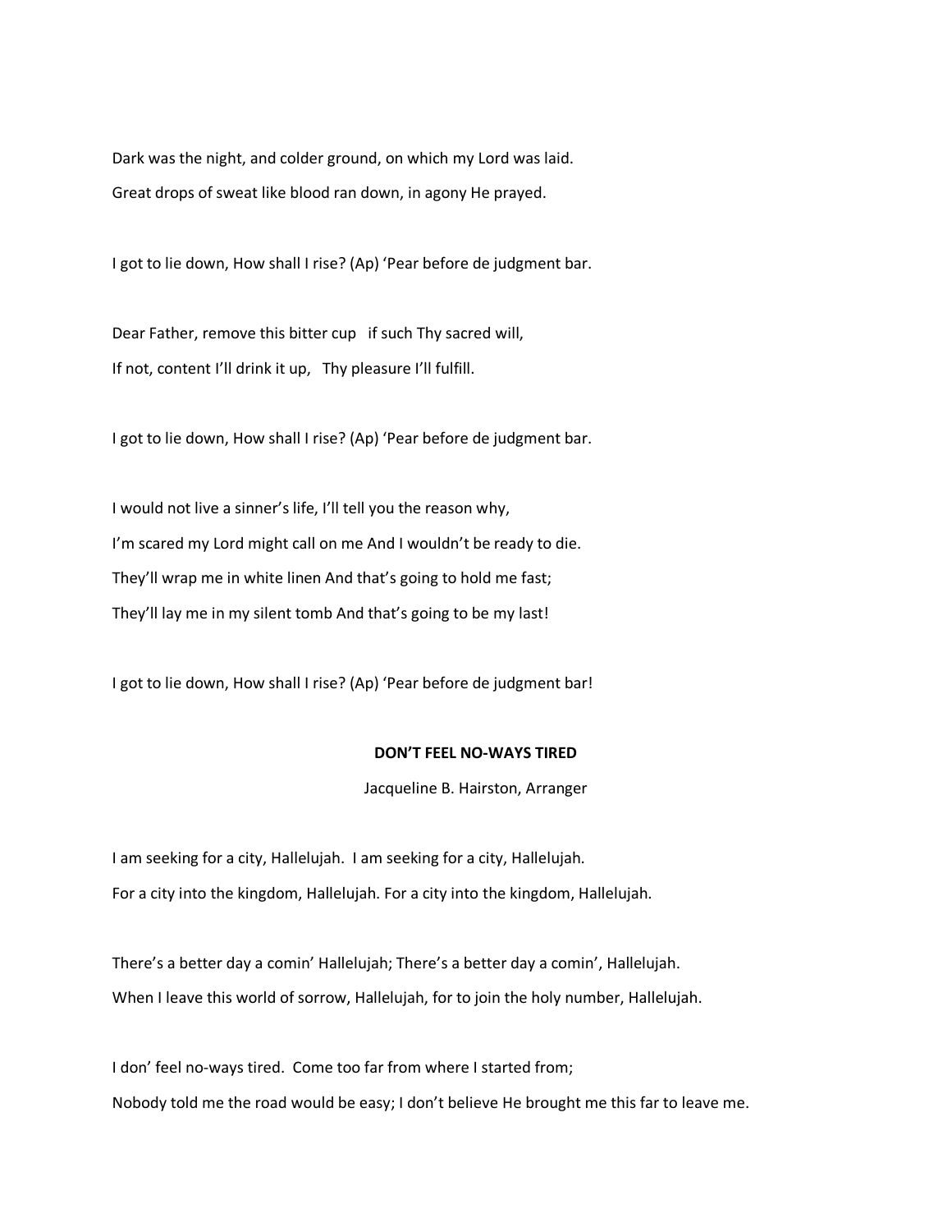Dark was the night, and colder ground, on which my Lord was laid.
Great drops of sweat like blood ran down, in agony He prayed.

I got to lie down, How shall I rise? (Ap) 'Pear before de judgment bar.

Dear Father, remove this bitter cup   if such Thy sacred will,
If not, content I'll drink it up,   Thy pleasure I'll fulfill.

I got to lie down, How shall I rise? (Ap) 'Pear before de judgment bar.

I would not live a sinner's life, I'll tell you the reason why,
I'm scared my Lord might call on me And I wouldn't be ready to die.
They'll wrap me in white linen And that's going to hold me fast;
They'll lay me in my silent tomb And that's going to be my last!

I got to lie down, How shall I rise? (Ap) 'Pear before de judgment bar!

**DON'T FEEL NO-WAYS TIRED**

Jacqueline B. Hairston, Arranger

I am seeking for a city, Hallelujah.  I am seeking for a city, Hallelujah.
For a city into the kingdom, Hallelujah. For a city into the kingdom, Hallelujah.

There's a better day a comin' Hallelujah; There's a better day a comin', Hallelujah.
When I leave this world of sorrow, Hallelujah, for to join the holy number, Hallelujah.

I don' feel no-ways tired.  Come too far from where I started from;
Nobody told me the road would be easy; I don't believe He brought me this far to leave me.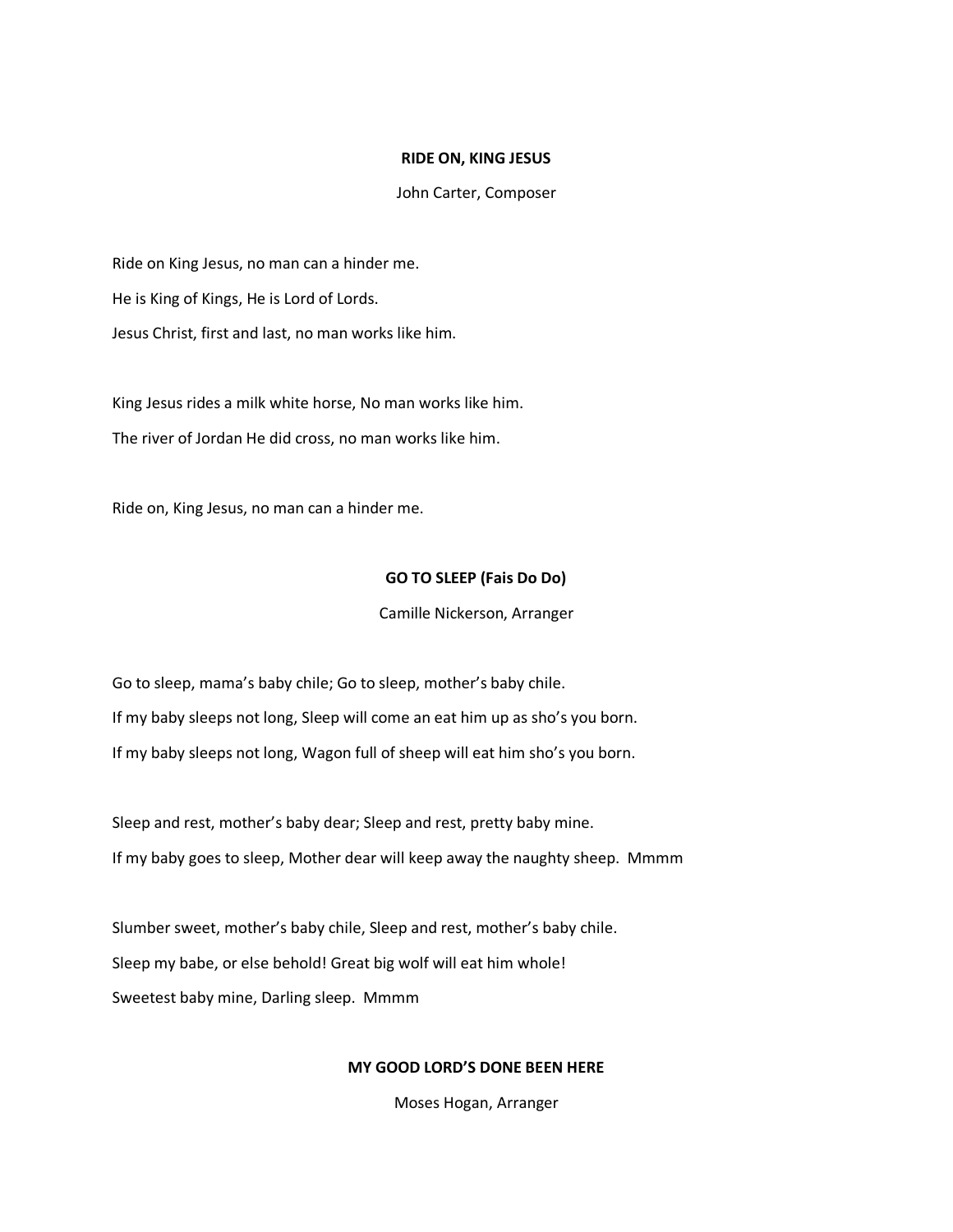**RIDE ON, KING JESUS**

John Carter, Composer

Ride on King Jesus, no man can a hinder me.

He is King of Kings, He is Lord of Lords.

Jesus Christ, first and last, no man works like him.

King Jesus rides a milk white horse, No man works like him.

The river of Jordan He did cross, no man works like him.

Ride on, King Jesus, no man can a hinder me.

**GO TO SLEEP (Fais Do Do)**

Camille Nickerson, Arranger

Go to sleep, mama's baby chile; Go to sleep, mother's baby chile.

If my baby sleeps not long, Sleep will come an eat him up as sho's you born.

If my baby sleeps not long, Wagon full of sheep will eat him sho's you born.

Sleep and rest, mother's baby dear; Sleep and rest, pretty baby mine.

If my baby goes to sleep, Mother dear will keep away the naughty sheep. Mmmm

Slumber sweet, mother's baby chile, Sleep and rest, mother's baby chile.

Sleep my babe, or else behold! Great big wolf will eat him whole!

Sweetest baby mine, Darling sleep. Mmmm

**MY GOOD LORD'S DONE BEEN HERE**

Moses Hogan, Arranger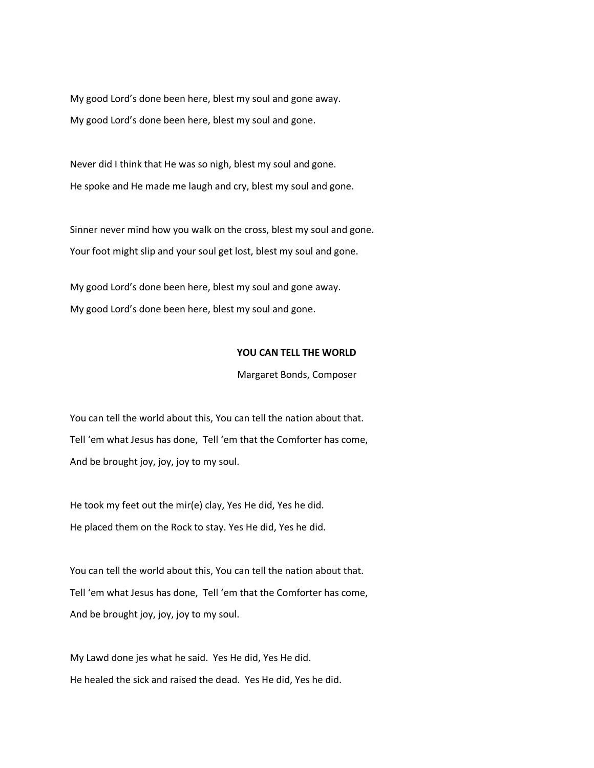My good Lord's done been here, blest my soul and gone away.

My good Lord's done been here, blest my soul and gone.

Never did I think that He was so nigh, blest my soul and gone.

He spoke and He made me laugh and cry, blest my soul and gone.

Sinner never mind how you walk on the cross, blest my soul and gone.

Your foot might slip and your soul get lost, blest my soul and gone.

My good Lord's done been here, blest my soul and gone away.

My good Lord's done been here, blest my soul and gone.

**YOU CAN TELL THE WORLD**

Margaret Bonds, Composer

You can tell the world about this, You can tell the nation about that.

Tell 'em what Jesus has done, Tell 'em that the Comforter has come,

And be brought joy, joy, joy to my soul.

He took my feet out the mir(e) clay, Yes He did, Yes he did.

He placed them on the Rock to stay. Yes He did, Yes he did.

You can tell the world about this, You can tell the nation about that.

Tell 'em what Jesus has done, Tell 'em that the Comforter has come,

And be brought joy, joy, joy to my soul.

My Lawd done jes what he said. Yes He did, Yes He did.

He healed the sick and raised the dead. Yes He did, Yes he did.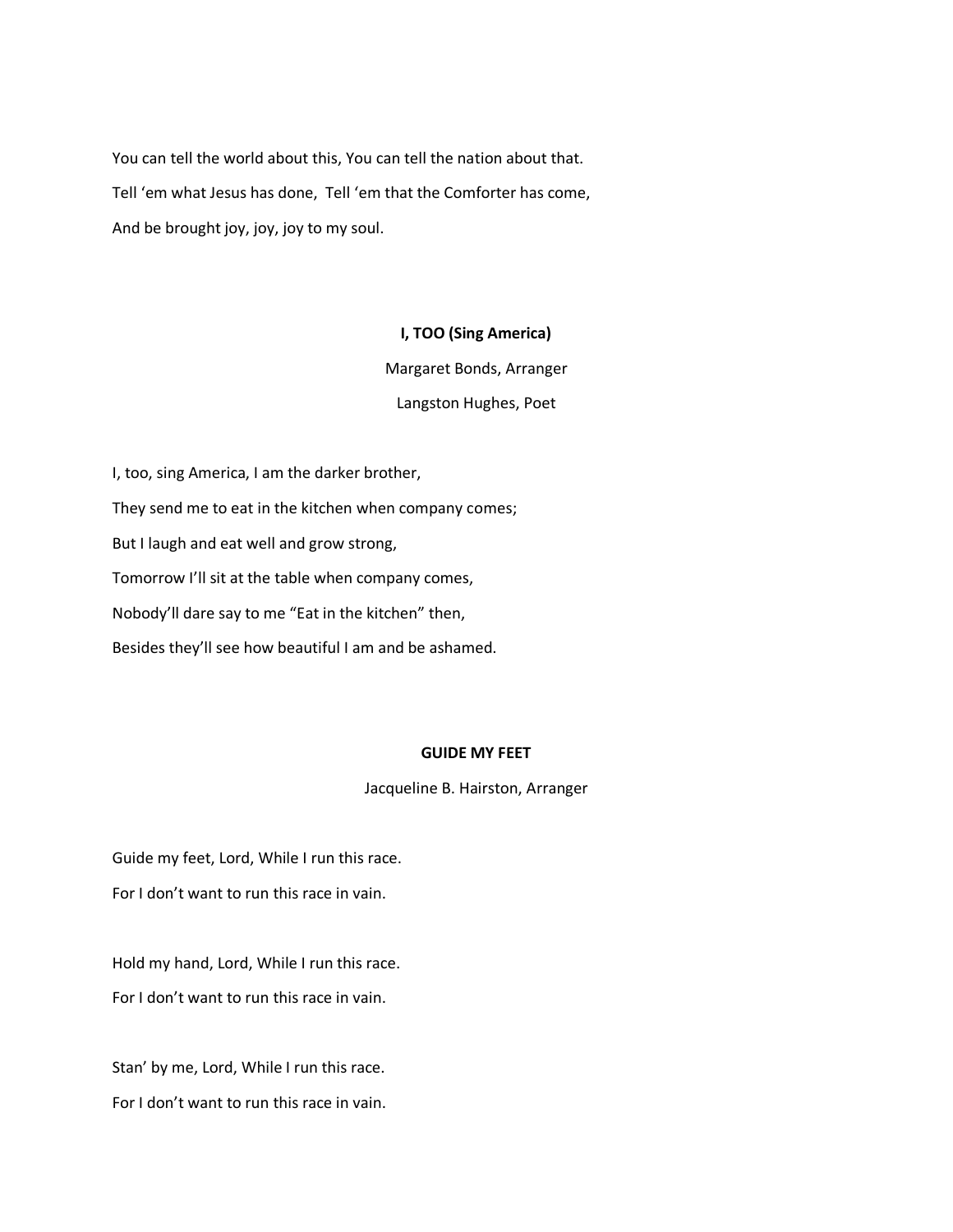You can tell the world about this, You can tell the nation about that.

Tell 'em what Jesus has done, Tell 'em that the Comforter has come,

And be brought joy, joy, joy to my soul.

**I, TOO (Sing America)**

Margaret Bonds, Arranger

Langston Hughes, Poet

I, too, sing America, I am the darker brother,

They send me to eat in the kitchen when company comes;

But I laugh and eat well and grow strong,

Tomorrow I'll sit at the table when company comes,

Nobody'll dare say to me "Eat in the kitchen" then,

Besides they'll see how beautiful I am and be ashamed.

**GUIDE MY FEET**

Jacqueline B. Hairston, Arranger

Guide my feet, Lord, While I run this race.

For I don't want to run this race in vain.

Hold my hand, Lord, While I run this race.

For I don't want to run this race in vain.

Stan' by me, Lord, While I run this race.

For I don't want to run this race in vain.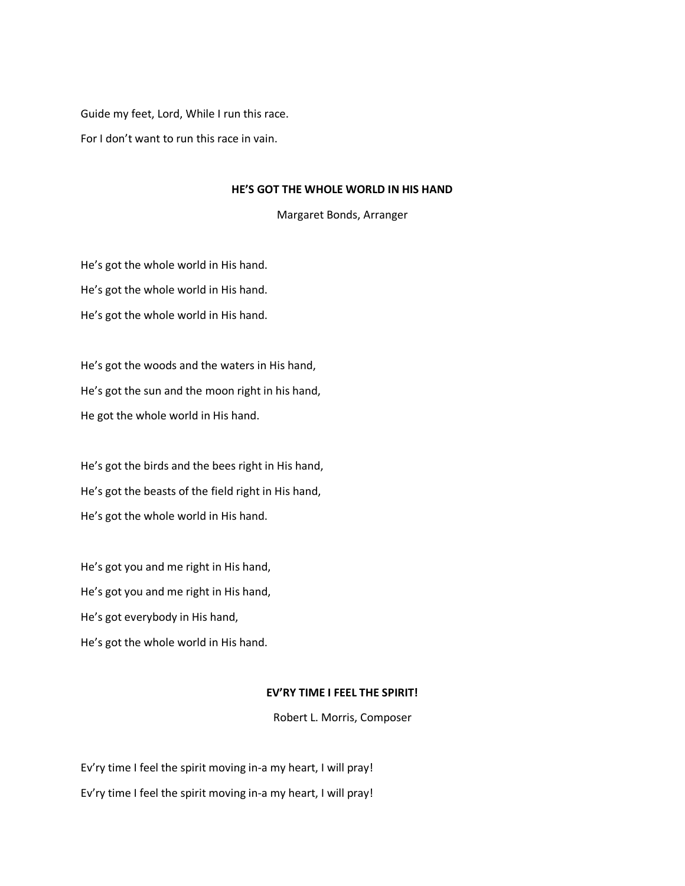Guide my feet, Lord, While I run this race.

For I don't want to run this race in vain.

**HE'S GOT THE WHOLE WORLD IN HIS HAND**

Margaret Bonds, Arranger

He's got the whole world in His hand.

He's got the whole world in His hand.

He's got the whole world in His hand.

He's got the woods and the waters in His hand,

He's got the sun and the moon right in his hand,

He got the whole world in His hand.

He's got the birds and the bees right in His hand,

He's got the beasts of the field right in His hand,

He's got the whole world in His hand.

He's got you and me right in His hand,

He's got you and me right in His hand,

He's got everybody in His hand,

He's got the whole world in His hand.

**EV'RY TIME I FEEL THE SPIRIT!**

Robert L. Morris, Composer

Ev'ry time I feel the spirit moving in-a my heart, I will pray!

Ev'ry time I feel the spirit moving in-a my heart, I will pray!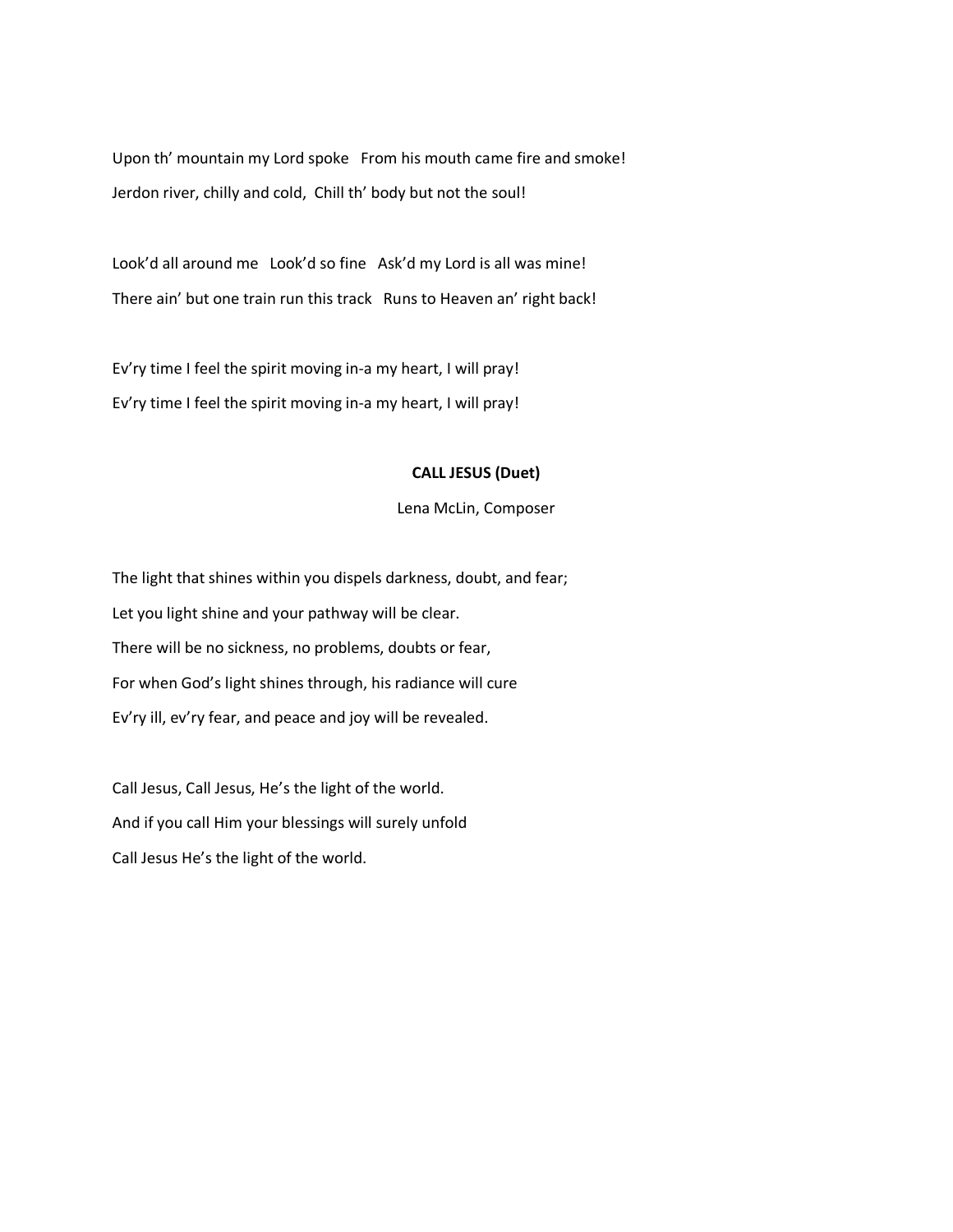Upon th' mountain my Lord spoke   From his mouth came fire and smoke!

Jerdon river, chilly and cold,  Chill th' body but not the soul!

Look'd all around me   Look'd so fine   Ask'd my Lord is all was mine!

There ain' but one train run this track   Runs to Heaven an' right back!

Ev'ry time I feel the spirit moving in-a my heart, I will pray!

Ev'ry time I feel the spirit moving in-a my heart, I will pray!

**CALL JESUS (Duet)**

Lena McLin, Composer

The light that shines within you dispels darkness, doubt, and fear;

Let you light shine and your pathway will be clear.

There will be no sickness, no problems, doubts or fear,

For when God's light shines through, his radiance will cure

Ev'ry ill, ev'ry fear, and peace and joy will be revealed.

Call Jesus, Call Jesus, He's the light of the world.

And if you call Him your blessings will surely unfold

Call Jesus He's the light of the world.